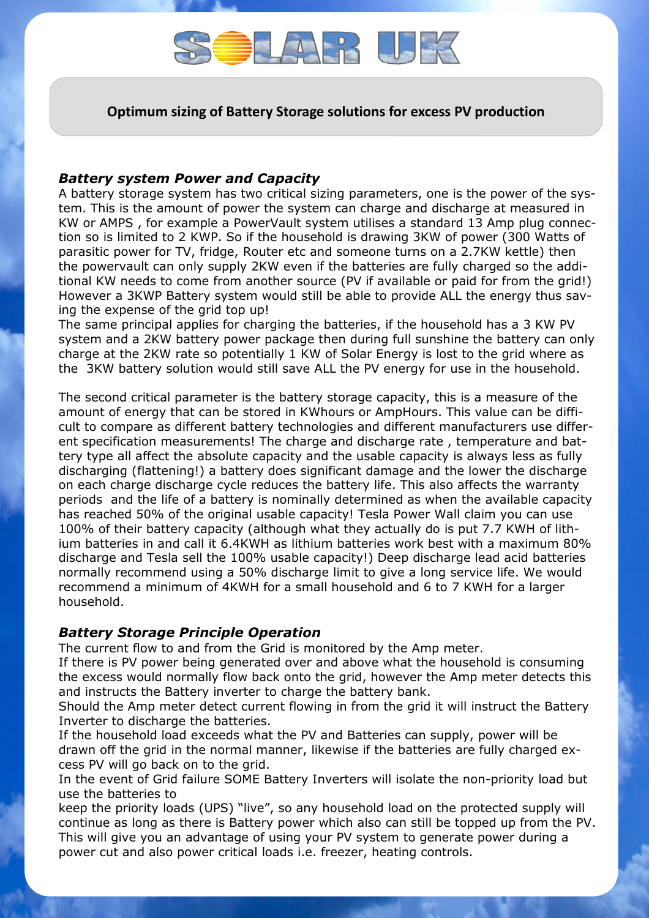# SOLAR UK

## Optimum sizing of Battery Storage solutions for excess PV production

### *Battery system Power and Capacity*

A battery storage system has two critical sizing parameters, one is the power of the system. This is the amount of power the system can charge and discharge at measured in KW or AMPS , for example a PowerVault system utilises a standard 13 Amp plug connection so is limited to 2 KWP. So if the household is drawing 3KW of power (300 Watts of parasitic power for TV, fridge, Router etc and someone turns on a 2.7KW kettle) then the powervault can only supply 2KW even if the batteries are fully charged so the additional KW needs to come from another source (PV if available or paid for from the grid!) However a 3KWP Battery system would still be able to provide ALL the energy thus saving the expense of the grid top up!

The same principal applies for charging the batteries, if the household has a 3 KW PV system and a 2KW battery power package then during full sunshine the battery can only charge at the 2KW rate so potentially 1 KW of Solar Energy is lost to the grid where as the 3KW battery solution would still save ALL the PV energy for use in the household.

The second critical parameter is the battery storage capacity, this is a measure of the amount of energy that can be stored in KWhours or AmpHours. This value can be difficult to compare as different battery technologies and different manufacturers use different specification measurements! The charge and discharge rate , temperature and battery type all affect the absolute capacity and the usable capacity is always less as fully discharging (flattening!) a battery does significant damage and the lower the discharge on each charge discharge cycle reduces the battery life. This also affects the warranty periods and the life of a battery is nominally determined as when the available capacity has reached 50% of the original usable capacity! Tesla Power Wall claim you can use 100% of their battery capacity (although what they actually do is put 7.7 KWH of lithium batteries in and call it 6.4KWH as lithium batteries work best with a maximum 80% discharge and Tesla sell the 100% usable capacity!) Deep discharge lead acid batteries normally recommend using a 50% discharge limit to give a long service life. We would recommend a minimum of 4KWH for a small household and 6 to 7 KWH for a larger household.

### *Battery Storage Principle Operation*

The current flow to and from the Grid is monitored by the Amp meter.

If there is PV power being generated over and above what the household is consuming the excess would normally flow back onto the grid, however the Amp meter detects this and instructs the Battery inverter to charge the battery bank.

Should the Amp meter detect current flowing in from the grid it will instruct the Battery Inverter to discharge the batteries.

If the household load exceeds what the PV and Batteries can supply, power will be drawn off the grid in the normal manner, likewise if the batteries are fully charged excess PV will go back on to the grid.

In the event of Grid failure SOME Battery Inverters will isolate the non-priority load but use the batteries to

keep the priority loads (UPS) "live", so any household load on the protected supply will continue as long as there is Battery power which also can still be topped up from the PV. This will give you an advantage of using your PV system to generate power during a power cut and also power critical loads i.e. freezer, heating controls.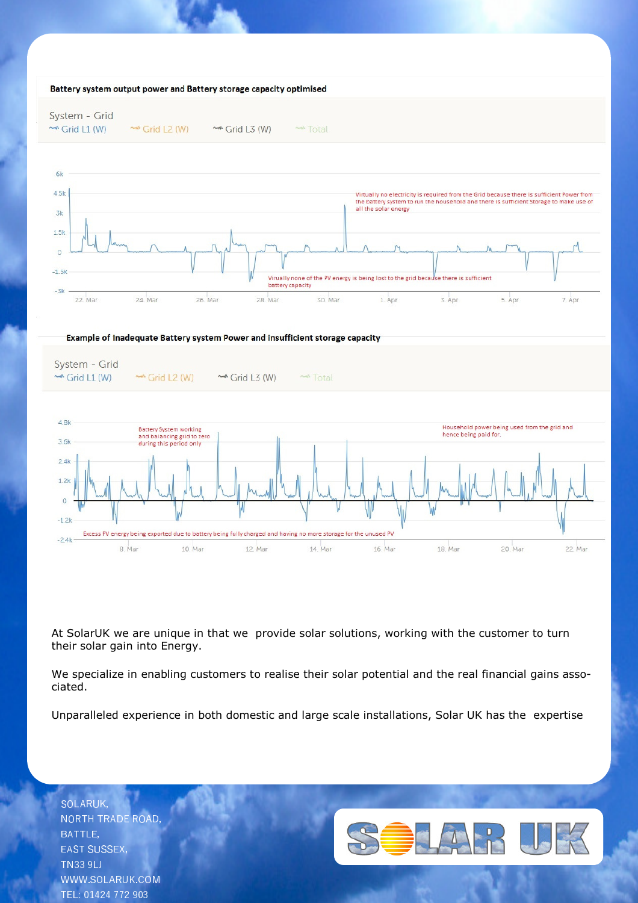**Battery system output power and Battery storage capacity optimised**

System - Grid

Grid L1 (W) Grid L2 (W) Grid L3 (W) Total

6k
4.5k
3k
1.5k
0
-1.5k
-3k

22. Mar 24. Mar 26. Mar 28. Mar 30. Mar 1. Apr 3. Apr 5. Apr 7. Apr

Virtually no electricity is required from the Grid because there is sufficient Power from the battery system to run the household and there is sufficient Storage to make use of all the solar energy

Virtually none of the PV energy is being lost to the grid because there is sufficient battery capacity

**Example of Inadequate Battery system Power and insufficient storage capacity**

System - Grid

Grid L1 (W) Grid L2 (W) Grid L3 (W) Total

4.8k
3.6k
2.4k
1.2k
0
-1.2k
-2.4k

8. Mar 10. Mar 12. Mar 14. Mar 16. Mar 18. Mar 20. Mar 22. Mar

Battery System working and balancing grid to zero during this period only

Household power being used from the grid and hence being paid for.

Excess PV energy being exported due to battery being fully charged and having no more storage for the unused PV

At SolarUK we are unique in that we provide solar solutions, working with the customer to turn their solar gain into Energy.

We specialize in enabling customers to realise their solar potential and the real financial gains associated.

Unparalleled experience in both domestic and large scale installations, Solar UK has the expertise

SOLARUK,
NORTH TRADE ROAD,
BATTLE,
EAST SUSSEX,
TN33 9LJ
WWW.SOLARUK.COM
TEL: 01424 772 903

SOLAR UK